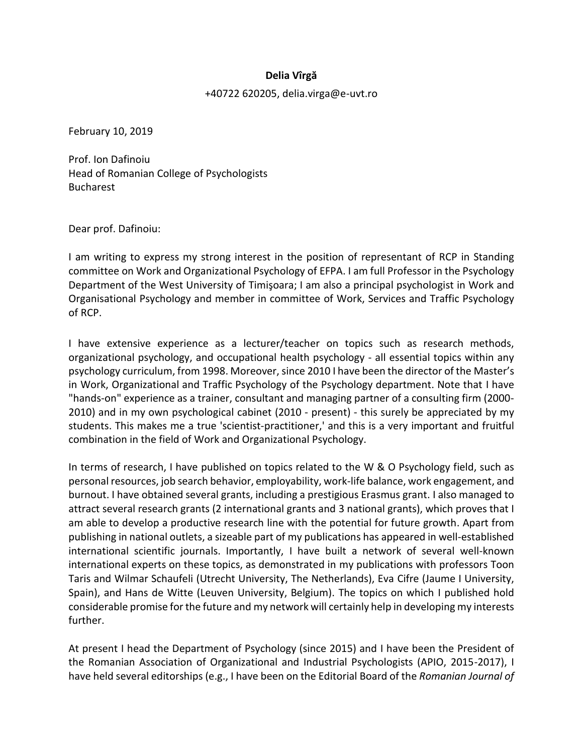**Delia Vîrgă**

+40722 620205, delia.virga@e-uvt.ro

February 10, 2019

Prof. Ion Dafinoiu
Head of Romanian College of Psychologists
Bucharest

Dear prof. Dafinoiu:

I am writing to express my strong interest in the position of representant of RCP in Standing committee on Work and Organizational Psychology of EFPA. I am full Professor in the Psychology Department of the West University of Timişoara; I am also a principal psychologist in Work and Organisational Psychology and member in committee of Work, Services and Traffic Psychology of RCP.

I have extensive experience as a lecturer/teacher on topics such as research methods, organizational psychology, and occupational health psychology - all essential topics within any psychology curriculum, from 1998. Moreover, since 2010 I have been the director of the Master's in Work, Organizational and Traffic Psychology of the Psychology department. Note that I have "hands-on" experience as a trainer, consultant and managing partner of a consulting firm (2000-2010) and in my own psychological cabinet (2010 - present) - this surely be appreciated by my students. This makes me a true 'scientist-practitioner,' and this is a very important and fruitful combination in the field of Work and Organizational Psychology.

In terms of research, I have published on topics related to the W & O Psychology field, such as personal resources, job search behavior, employability, work-life balance, work engagement, and burnout. I have obtained several grants, including a prestigious Erasmus grant. I also managed to attract several research grants (2 international grants and 3 national grants), which proves that I am able to develop a productive research line with the potential for future growth. Apart from publishing in national outlets, a sizeable part of my publications has appeared in well-established international scientific journals. Importantly, I have built a network of several well-known international experts on these topics, as demonstrated in my publications with professors Toon Taris and Wilmar Schaufeli (Utrecht University, The Netherlands), Eva Cifre (Jaume I University, Spain), and Hans de Witte (Leuven University, Belgium). The topics on which I published hold considerable promise for the future and my network will certainly help in developing my interests further.

At present I head the Department of Psychology (since 2015) and I have been the President of the Romanian Association of Organizational and Industrial Psychologists (APIO, 2015-2017), I have held several editorships (e.g., I have been on the Editorial Board of the *Romanian Journal of*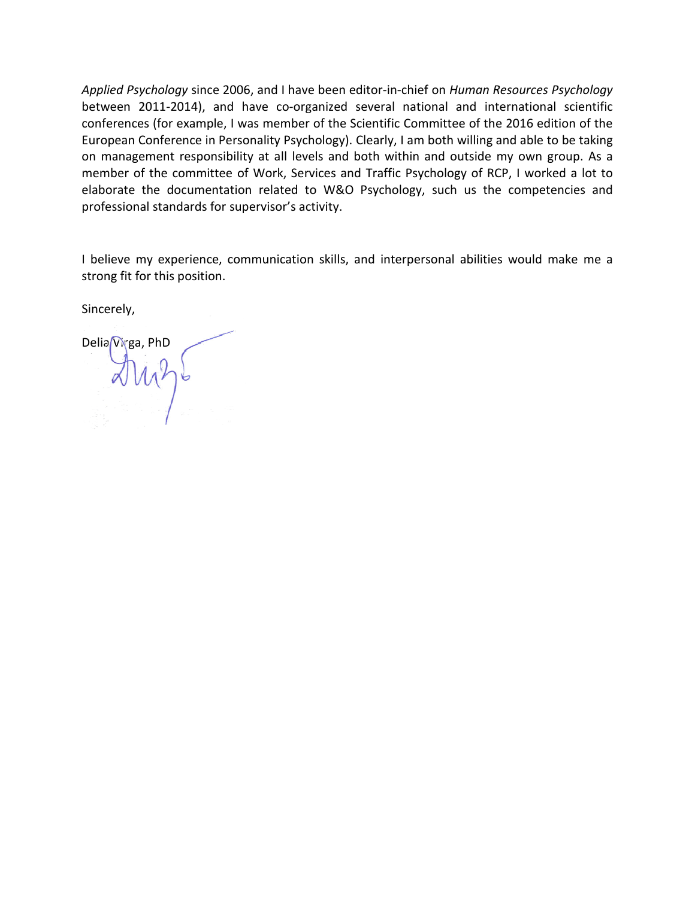*Applied Psychology* since 2006, and I have been editor-in-chief on *Human Resources Psychology* between 2011-2014), and have co-organized several national and international scientific conferences (for example, I was member of the Scientific Committee of the 2016 edition of the European Conference in Personality Psychology). Clearly, I am both willing and able to be taking on management responsibility at all levels and both within and outside my own group. As a member of the committee of Work, Services and Traffic Psychology of RCP, I worked a lot to elaborate the documentation related to W&O Psychology, such us the competencies and professional standards for supervisor's activity.

I believe my experience, communication skills, and interpersonal abilities would make me a strong fit for this position.

Sincerely,

Delia Virga, PhD